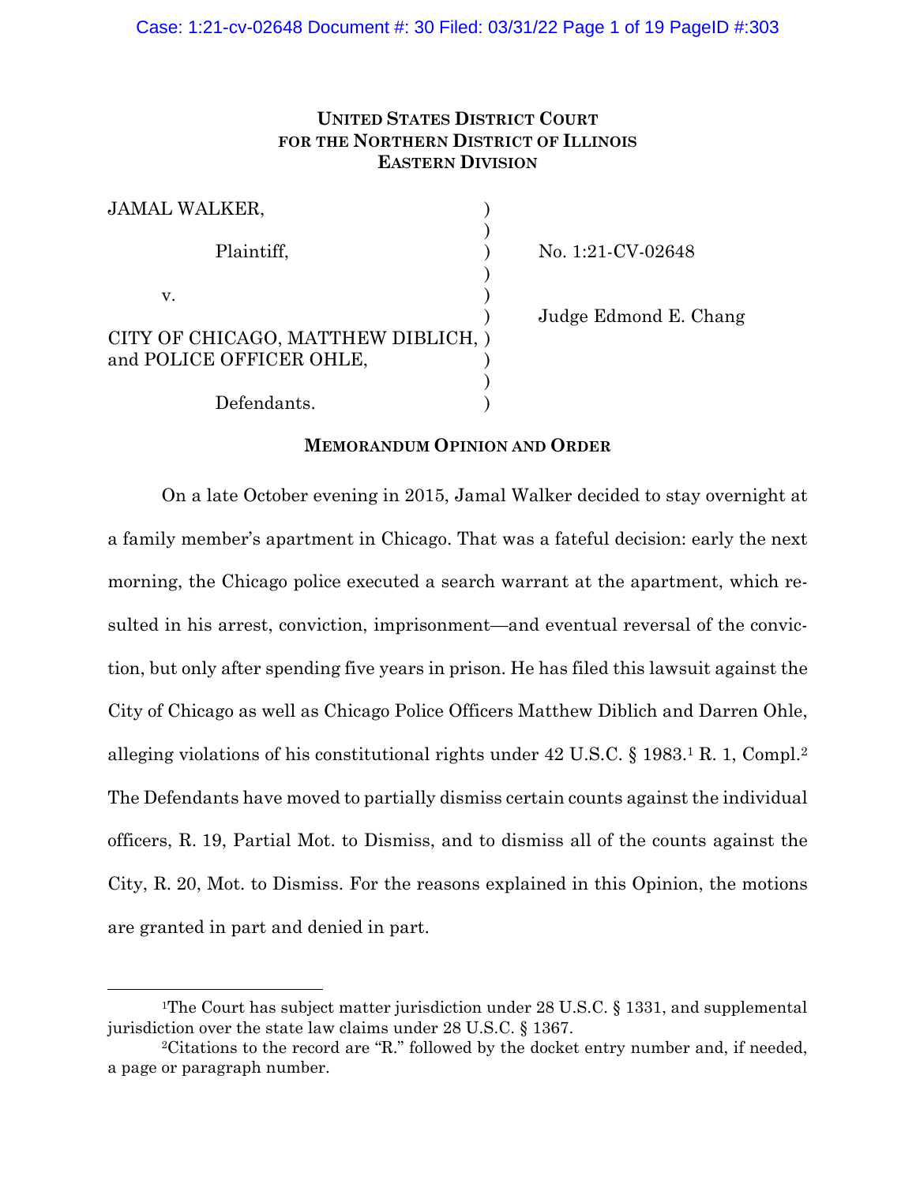**UNITED STATES DISTRICT COURT
FOR THE NORTHERN DISTRICT OF ILLINOIS
EASTERN DIVISION**

| | | |
|---|---|---|
| JAMAL WALKER, | ) | |
| | ) | |
| Plaintiff, | ) | No. 1:21-CV-02648 |
| | ) | |
| v. | ) | |
| | ) | Judge Edmond E. Chang |
| CITY OF CHICAGO, MATTHEW DIBLICH, and POLICE OFFICER OHLE, | ) | |
| | ) | |
| Defendants. | ) | |

**MEMORANDUM OPINION AND ORDER**

On a late October evening in 2015, Jamal Walker decided to stay overnight at a family member's apartment in Chicago. That was a fateful decision: early the next morning, the Chicago police executed a search warrant at the apartment, which resulted in his arrest, conviction, imprisonment—and eventual reversal of the conviction, but only after spending five years in prison. He has filed this lawsuit against the City of Chicago as well as Chicago Police Officers Matthew Diblich and Darren Ohle, alleging violations of his constitutional rights under 42 U.S.C. § 1983.[1] R. 1, Compl.[2] The Defendants have moved to partially dismiss certain counts against the individual officers, R. 19, Partial Mot. to Dismiss, and to dismiss all of the counts against the City, R. 20, Mot. to Dismiss. For the reasons explained in this Opinion, the motions are granted in part and denied in part.

---

[1]The Court has subject matter jurisdiction under 28 U.S.C. § 1331, and supplemental jurisdiction over the state law claims under 28 U.S.C. § 1367.

[2]Citations to the record are "R." followed by the docket entry number and, if needed, a page or paragraph number.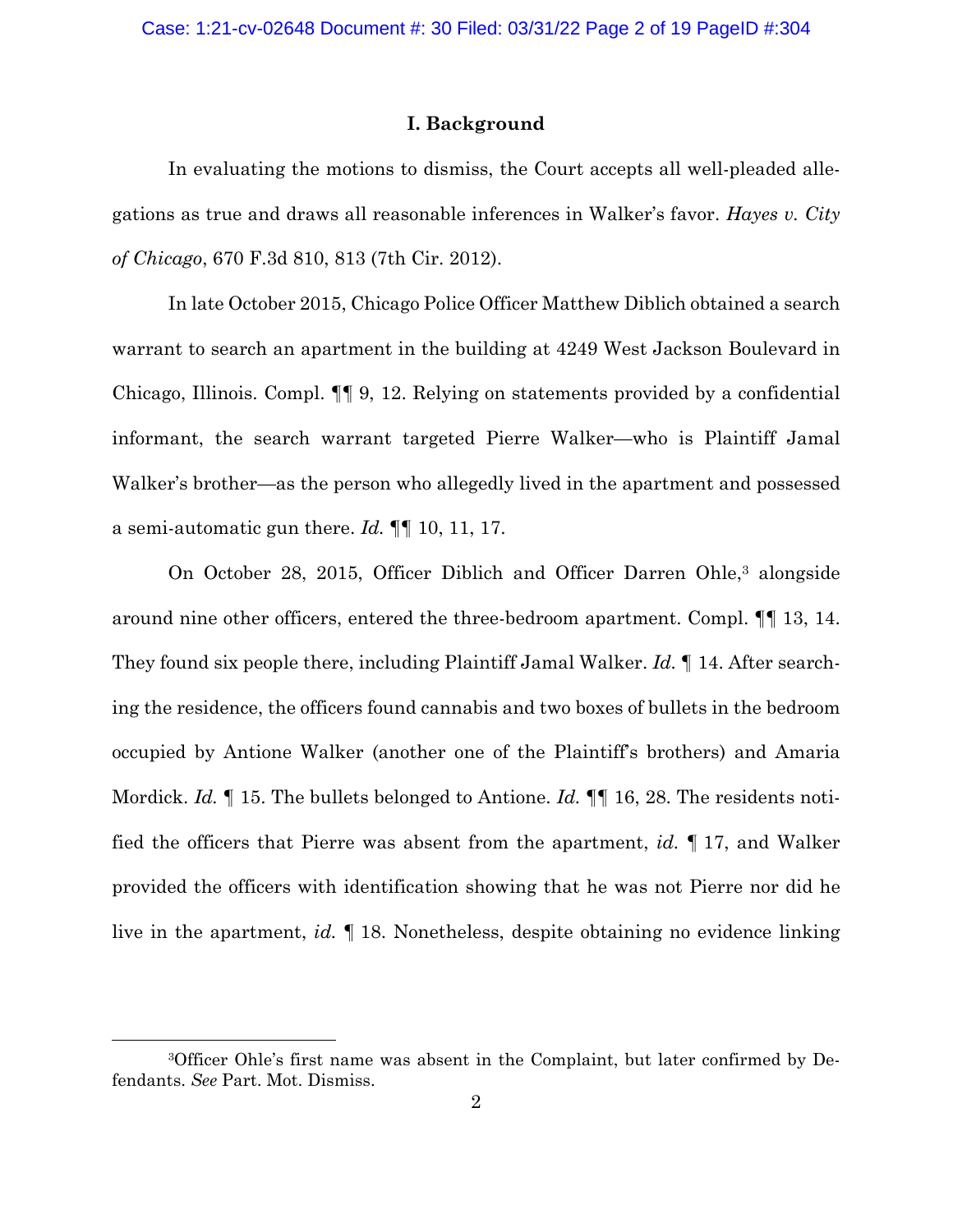## I. Background

In evaluating the motions to dismiss, the Court accepts all well-pleaded allegations as true and draws all reasonable inferences in Walker's favor. *Hayes v. City of Chicago*, 670 F.3d 810, 813 (7th Cir. 2012).

In late October 2015, Chicago Police Officer Matthew Diblich obtained a search warrant to search an apartment in the building at 4249 West Jackson Boulevard in Chicago, Illinois. Compl. ¶¶ 9, 12. Relying on statements provided by a confidential informant, the search warrant targeted Pierre Walker—who is Plaintiff Jamal Walker's brother—as the person who allegedly lived in the apartment and possessed a semi-automatic gun there. *Id.* ¶¶ 10, 11, 17.

On October 28, 2015, Officer Diblich and Officer Darren Ohle,[3] alongside around nine other officers, entered the three-bedroom apartment. Compl. ¶¶ 13, 14. They found six people there, including Plaintiff Jamal Walker. *Id.* ¶ 14. After searching the residence, the officers found cannabis and two boxes of bullets in the bedroom occupied by Antione Walker (another one of the Plaintiff's brothers) and Amaria Mordick. *Id.* ¶ 15. The bullets belonged to Antione. *Id.* ¶¶ 16, 28. The residents notified the officers that Pierre was absent from the apartment, *id.* ¶ 17, and Walker provided the officers with identification showing that he was not Pierre nor did he live in the apartment, *id.* ¶ 18. Nonetheless, despite obtaining no evidence linking

[3]Officer Ohle's first name was absent in the Complaint, but later confirmed by Defendants. *See* Part. Mot. Dismiss.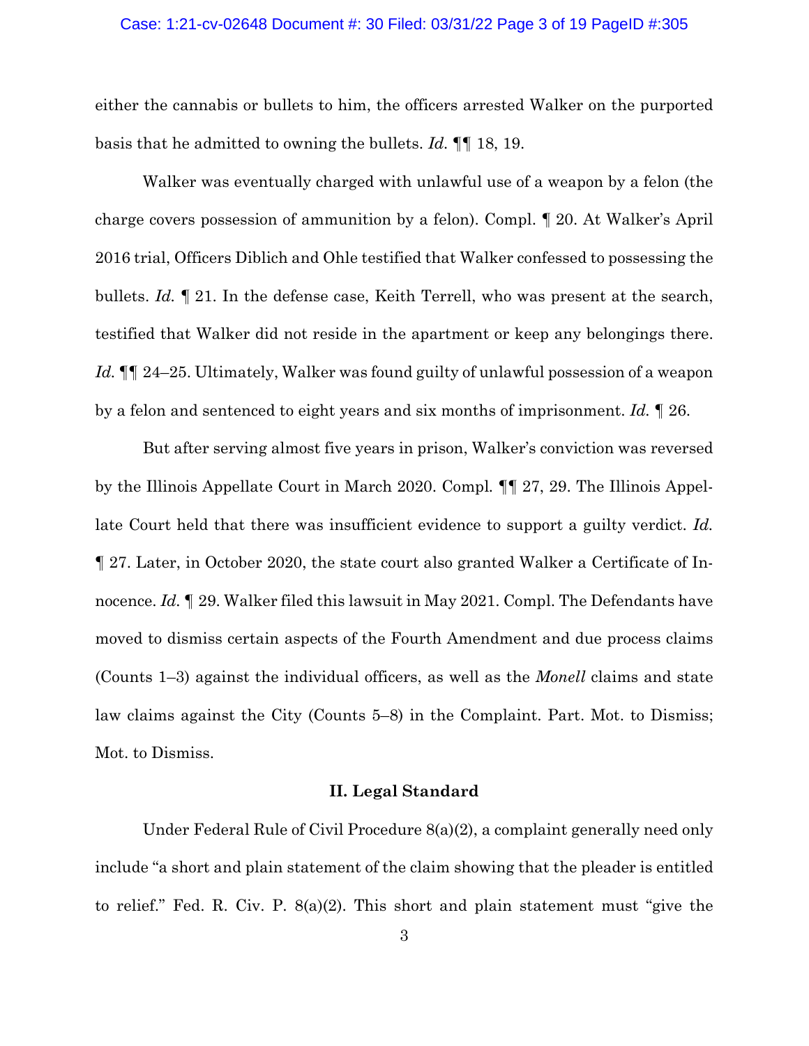either the cannabis or bullets to him, the officers arrested Walker on the purported basis that he admitted to owning the bullets. *Id.* ¶¶ 18, 19.

Walker was eventually charged with unlawful use of a weapon by a felon (the charge covers possession of ammunition by a felon). Compl. ¶ 20. At Walker's April 2016 trial, Officers Diblich and Ohle testified that Walker confessed to possessing the bullets. *Id.* ¶ 21. In the defense case, Keith Terrell, who was present at the search, testified that Walker did not reside in the apartment or keep any belongings there. *Id.* ¶¶ 24–25. Ultimately, Walker was found guilty of unlawful possession of a weapon by a felon and sentenced to eight years and six months of imprisonment. *Id.* ¶ 26.

But after serving almost five years in prison, Walker's conviction was reversed by the Illinois Appellate Court in March 2020. Compl. ¶¶ 27, 29. The Illinois Appellate Court held that there was insufficient evidence to support a guilty verdict. *Id.* ¶ 27. Later, in October 2020, the state court also granted Walker a Certificate of Innocence. *Id.* ¶ 29. Walker filed this lawsuit in May 2021. Compl. The Defendants have moved to dismiss certain aspects of the Fourth Amendment and due process claims (Counts 1–3) against the individual officers, as well as the *Monell* claims and state law claims against the City (Counts 5–8) in the Complaint. Part. Mot. to Dismiss; Mot. to Dismiss.

## II. Legal Standard

Under Federal Rule of Civil Procedure 8(a)(2), a complaint generally need only include "a short and plain statement of the claim showing that the pleader is entitled to relief." Fed. R. Civ. P. 8(a)(2). This short and plain statement must "give the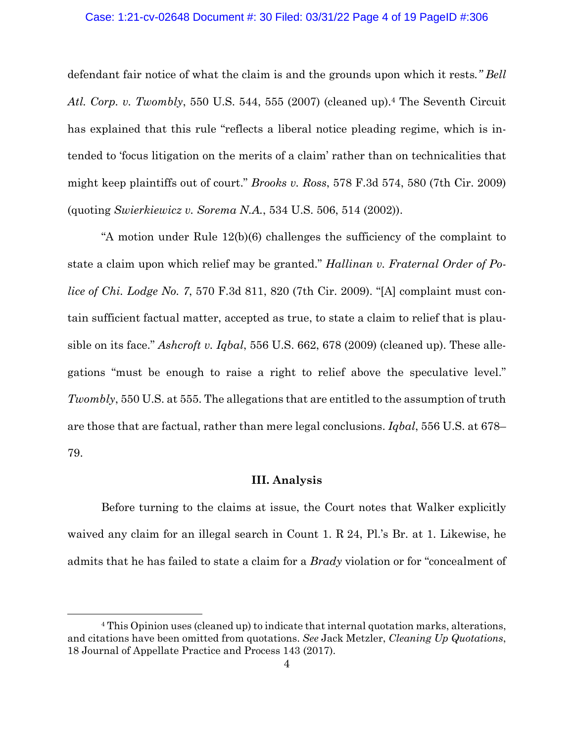defendant fair notice of what the claim is and the grounds upon which it rests*." Bell Atl. Corp. v. Twombly*, 550 U.S. 544, 555 (2007) (cleaned up).[4] The Seventh Circuit has explained that this rule "reflects a liberal notice pleading regime, which is intended to 'focus litigation on the merits of a claim' rather than on technicalities that might keep plaintiffs out of court." *Brooks v. Ross*, 578 F.3d 574, 580 (7th Cir. 2009) (quoting *Swierkiewicz v. Sorema N.A.*, 534 U.S. 506, 514 (2002)).

"A motion under Rule 12(b)(6) challenges the sufficiency of the complaint to state a claim upon which relief may be granted." *Hallinan v. Fraternal Order of Police of Chi. Lodge No. 7*, 570 F.3d 811, 820 (7th Cir. 2009). "[A] complaint must contain sufficient factual matter, accepted as true, to state a claim to relief that is plausible on its face." *Ashcroft v. Iqbal*, 556 U.S. 662, 678 (2009) (cleaned up). These allegations "must be enough to raise a right to relief above the speculative level." *Twombly*, 550 U.S. at 555. The allegations that are entitled to the assumption of truth are those that are factual, rather than mere legal conclusions. *Iqbal*, 556 U.S. at 678–79.

**III. Analysis**

Before turning to the claims at issue, the Court notes that Walker explicitly waived any claim for an illegal search in Count 1. R 24, Pl.'s Br. at 1. Likewise, he admits that he has failed to state a claim for a *Brady* violation or for "concealment of

---

[4] This Opinion uses (cleaned up) to indicate that internal quotation marks, alterations, and citations have been omitted from quotations. *See* Jack Metzler, *Cleaning Up Quotations*, 18 Journal of Appellate Practice and Process 143 (2017).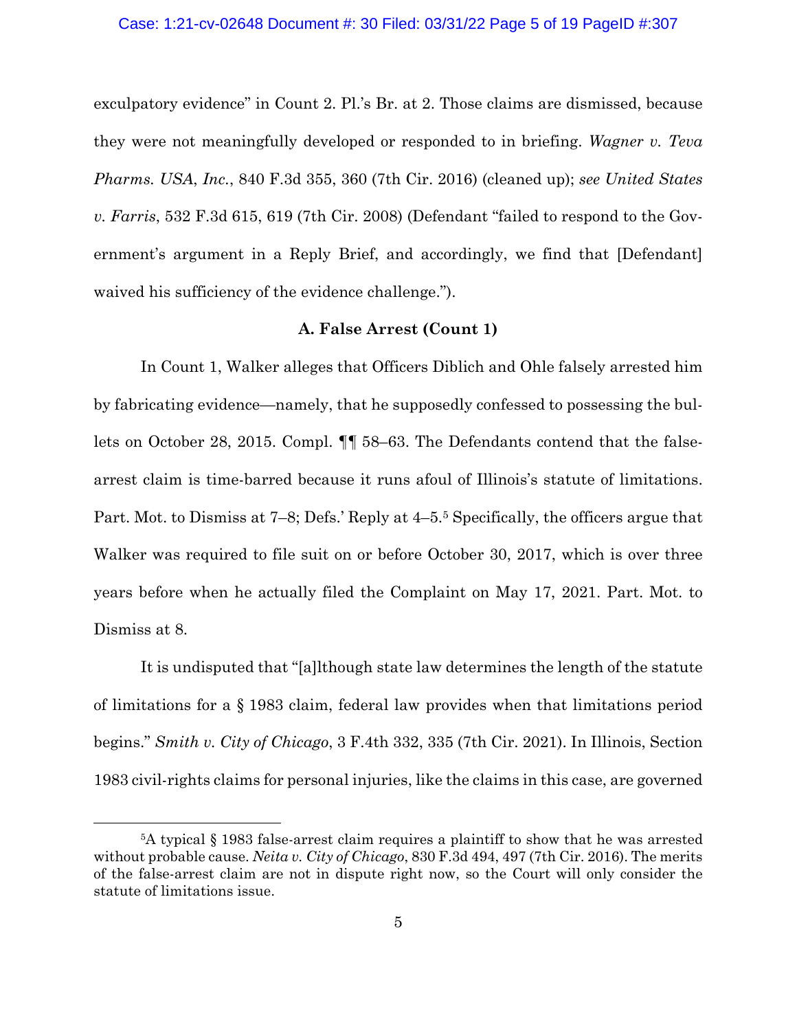exculpatory evidence" in Count 2. Pl.'s Br. at 2. Those claims are dismissed, because they were not meaningfully developed or responded to in briefing. *Wagner v. Teva Pharms. USA, Inc.*, 840 F.3d 355, 360 (7th Cir. 2016) (cleaned up); *see United States v. Farris*, 532 F.3d 615, 619 (7th Cir. 2008) (Defendant "failed to respond to the Government's argument in a Reply Brief, and accordingly, we find that [Defendant] waived his sufficiency of the evidence challenge.").

### A. False Arrest (Count 1)

In Count 1, Walker alleges that Officers Diblich and Ohle falsely arrested him by fabricating evidence—namely, that he supposedly confessed to possessing the bullets on October 28, 2015. Compl. ¶¶ 58–63. The Defendants contend that the false-arrest claim is time-barred because it runs afoul of Illinois's statute of limitations. Part. Mot. to Dismiss at 7–8; Defs.' Reply at 4–5.[5] Specifically, the officers argue that Walker was required to file suit on or before October 30, 2017, which is over three years before when he actually filed the Complaint on May 17, 2021. Part. Mot. to Dismiss at 8.

It is undisputed that "[a]lthough state law determines the length of the statute of limitations for a § 1983 claim, federal law provides when that limitations period begins." *Smith v. City of Chicago*, 3 F.4th 332, 335 (7th Cir. 2021). In Illinois, Section 1983 civil-rights claims for personal injuries, like the claims in this case, are governed

[5]A typical § 1983 false-arrest claim requires a plaintiff to show that he was arrested without probable cause. *Neita v. City of Chicago*, 830 F.3d 494, 497 (7th Cir. 2016). The merits of the false-arrest claim are not in dispute right now, so the Court will only consider the statute of limitations issue.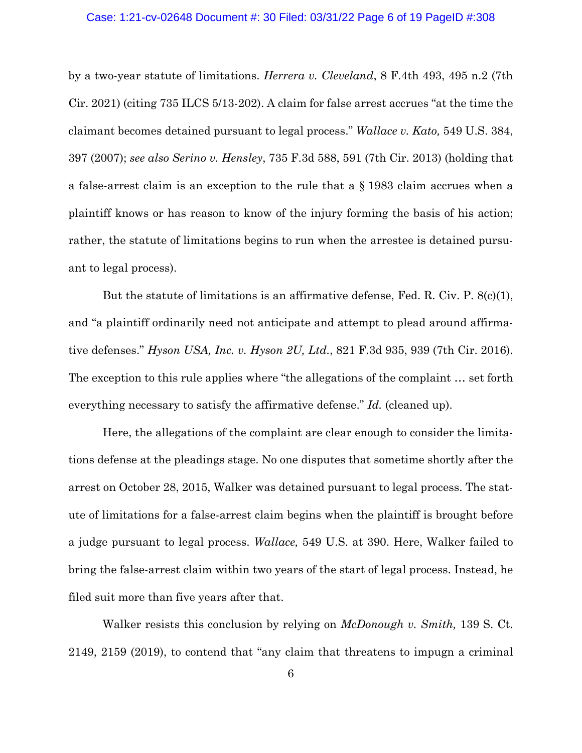by a two-year statute of limitations. *Herrera v. Cleveland*, 8 F.4th 493, 495 n.2 (7th Cir. 2021) (citing 735 ILCS 5/13-202). A claim for false arrest accrues "at the time the claimant becomes detained pursuant to legal process." *Wallace v. Kato,* 549 U.S. 384, 397 (2007); *see also Serino v. Hensley*, 735 F.3d 588, 591 (7th Cir. 2013) (holding that a false-arrest claim is an exception to the rule that a § 1983 claim accrues when a plaintiff knows or has reason to know of the injury forming the basis of his action; rather, the statute of limitations begins to run when the arrestee is detained pursuant to legal process).

But the statute of limitations is an affirmative defense, Fed. R. Civ. P. 8(c)(1), and "a plaintiff ordinarily need not anticipate and attempt to plead around affirmative defenses." *Hyson USA, Inc. v. Hyson 2U, Ltd.*, 821 F.3d 935, 939 (7th Cir. 2016). The exception to this rule applies where "the allegations of the complaint … set forth everything necessary to satisfy the affirmative defense." *Id.* (cleaned up).

Here, the allegations of the complaint are clear enough to consider the limitations defense at the pleadings stage. No one disputes that sometime shortly after the arrest on October 28, 2015, Walker was detained pursuant to legal process. The statute of limitations for a false-arrest claim begins when the plaintiff is brought before a judge pursuant to legal process. *Wallace,* 549 U.S. at 390. Here, Walker failed to bring the false-arrest claim within two years of the start of legal process. Instead, he filed suit more than five years after that.

Walker resists this conclusion by relying on *McDonough v. Smith,* 139 S. Ct. 2149, 2159 (2019), to contend that "any claim that threatens to impugn a criminal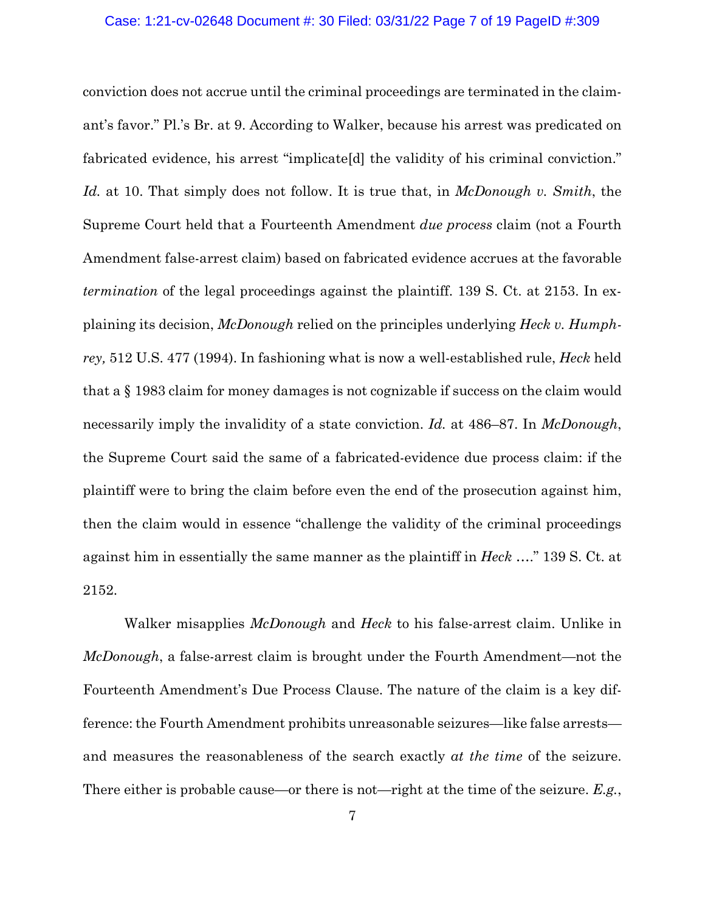conviction does not accrue until the criminal proceedings are terminated in the claimant's favor." Pl.'s Br. at 9. According to Walker, because his arrest was predicated on fabricated evidence, his arrest "implicate[d] the validity of his criminal conviction." *Id.* at 10. That simply does not follow. It is true that, in *McDonough v. Smith*, the Supreme Court held that a Fourteenth Amendment *due process* claim (not a Fourth Amendment false-arrest claim) based on fabricated evidence accrues at the favorable *termination* of the legal proceedings against the plaintiff. 139 S. Ct. at 2153. In explaining its decision, *McDonough* relied on the principles underlying *Heck v. Humphrey,* 512 U.S. 477 (1994). In fashioning what is now a well-established rule, *Heck* held that a § 1983 claim for money damages is not cognizable if success on the claim would necessarily imply the invalidity of a state conviction. *Id.* at 486–87. In *McDonough*, the Supreme Court said the same of a fabricated-evidence due process claim: if the plaintiff were to bring the claim before even the end of the prosecution against him, then the claim would in essence "challenge the validity of the criminal proceedings against him in essentially the same manner as the plaintiff in *Heck* …." 139 S. Ct. at 2152.

Walker misapplies *McDonough* and *Heck* to his false-arrest claim. Unlike in *McDonough*, a false-arrest claim is brought under the Fourth Amendment—not the Fourteenth Amendment's Due Process Clause. The nature of the claim is a key difference: the Fourth Amendment prohibits unreasonable seizures—like false arrests—and measures the reasonableness of the search exactly *at the time* of the seizure. There either is probable cause—or there is not—right at the time of the seizure. *E.g.*,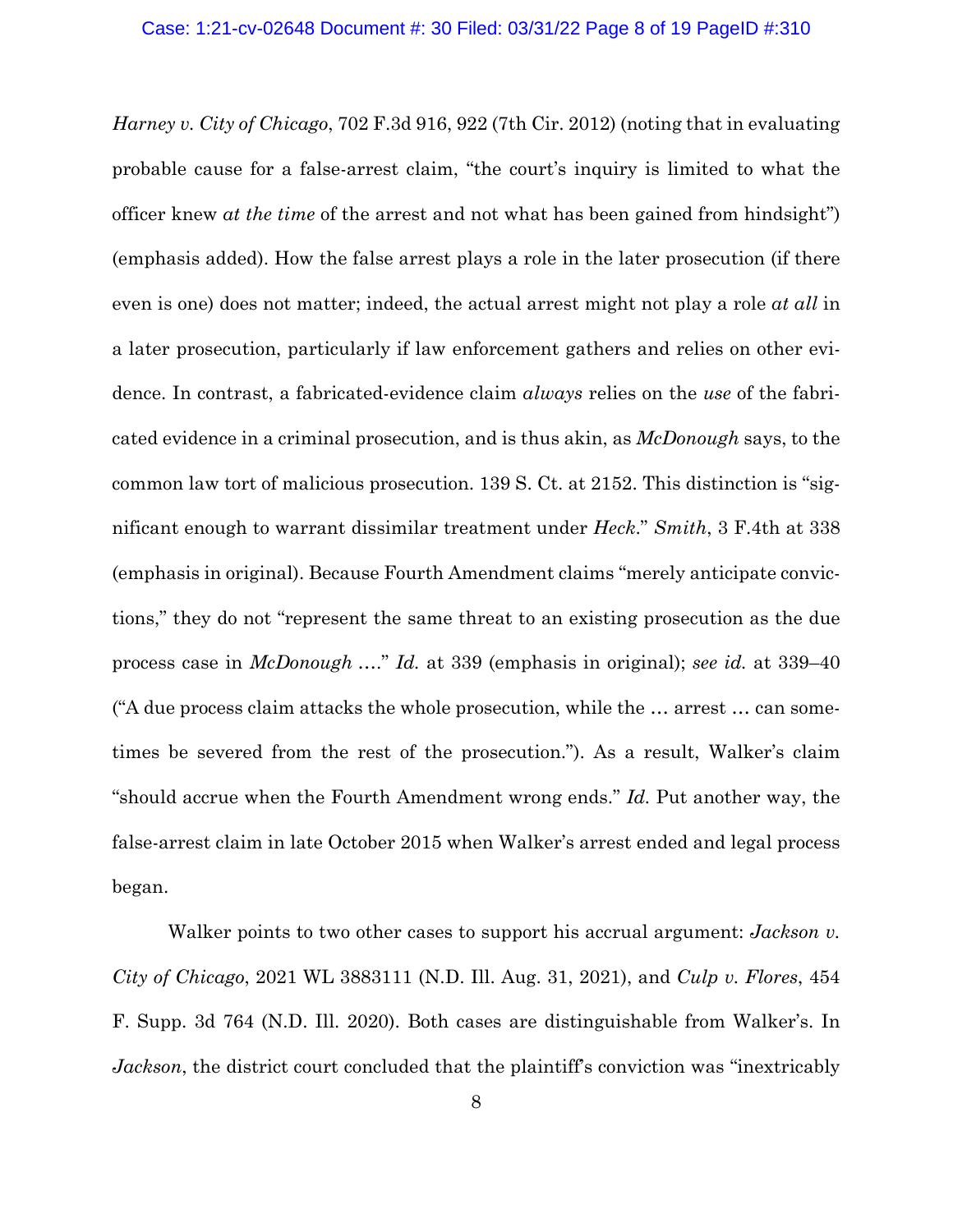*Harney v. City of Chicago*, 702 F.3d 916, 922 (7th Cir. 2012) (noting that in evaluating probable cause for a false-arrest claim, "the court's inquiry is limited to what the officer knew *at the time* of the arrest and not what has been gained from hindsight") (emphasis added). How the false arrest plays a role in the later prosecution (if there even is one) does not matter; indeed, the actual arrest might not play a role *at all* in a later prosecution, particularly if law enforcement gathers and relies on other evidence. In contrast, a fabricated-evidence claim *always* relies on the *use* of the fabricated evidence in a criminal prosecution, and is thus akin, as *McDonough* says, to the common law tort of malicious prosecution. 139 S. Ct. at 2152. This distinction is "significant enough to warrant dissimilar treatment under *Heck*." *Smith*, 3 F.4th at 338 (emphasis in original). Because Fourth Amendment claims "merely anticipate convictions," they do not "represent the same threat to an existing prosecution as the due process case in *McDonough* …." *Id.* at 339 (emphasis in original); *see id.* at 339–40 ("A due process claim attacks the whole prosecution, while the … arrest … can sometimes be severed from the rest of the prosecution."). As a result, Walker's claim "should accrue when the Fourth Amendment wrong ends." *Id.* Put another way, the false-arrest claim in late October 2015 when Walker's arrest ended and legal process began.

Walker points to two other cases to support his accrual argument: *Jackson v. City of Chicago*, 2021 WL 3883111 (N.D. Ill. Aug. 31, 2021), and *Culp v. Flores*, 454 F. Supp. 3d 764 (N.D. Ill. 2020). Both cases are distinguishable from Walker's. In *Jackson*, the district court concluded that the plaintiff's conviction was "inextricably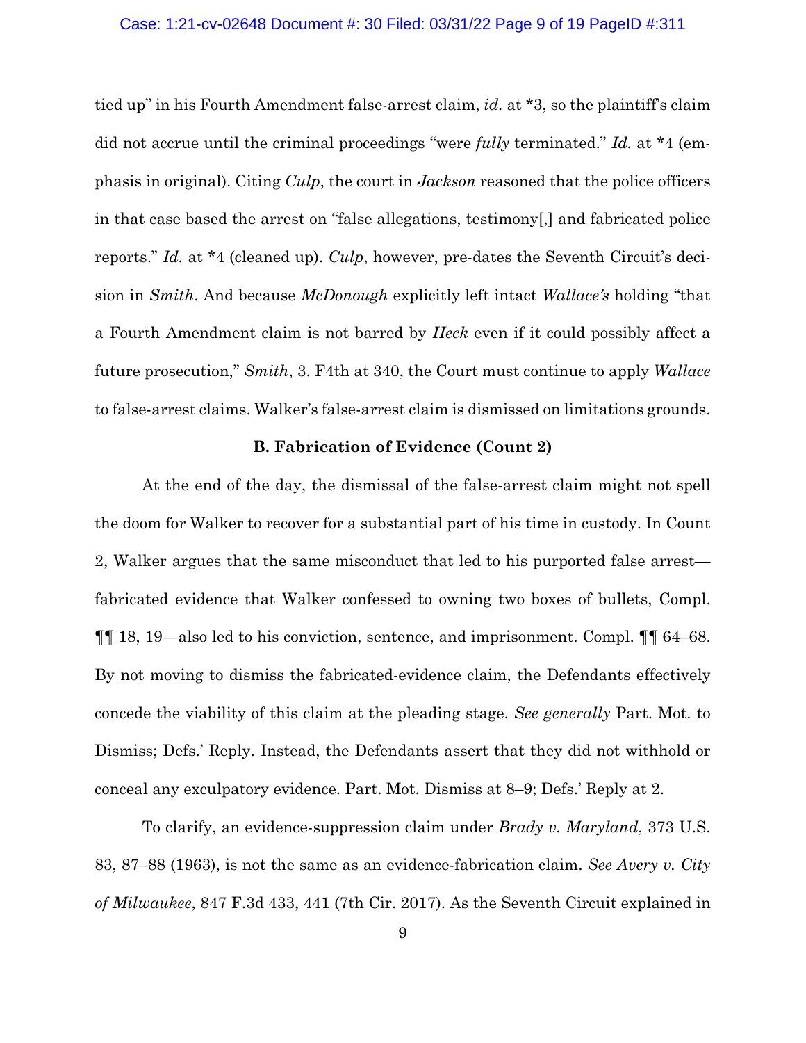tied up" in his Fourth Amendment false-arrest claim, *id.* at *3, so the plaintiff's claim did not accrue until the criminal proceedings "were *fully* terminated." *Id.* at *4 (emphasis in original). Citing *Culp*, the court in *Jackson* reasoned that the police officers in that case based the arrest on "false allegations, testimony[,] and fabricated police reports." *Id.* at *4 (cleaned up). *Culp*, however, pre-dates the Seventh Circuit's decision in *Smith*. And because *McDonough* explicitly left intact *Wallace's* holding "that a Fourth Amendment claim is not barred by *Heck* even if it could possibly affect a future prosecution," *Smith*, 3. F4th at 340, the Court must continue to apply *Wallace* to false-arrest claims. Walker's false-arrest claim is dismissed on limitations grounds.

### B. Fabrication of Evidence (Count 2)

At the end of the day, the dismissal of the false-arrest claim might not spell the doom for Walker to recover for a substantial part of his time in custody. In Count 2, Walker argues that the same misconduct that led to his purported false arrest—fabricated evidence that Walker confessed to owning two boxes of bullets, Compl. ¶¶ 18, 19—also led to his conviction, sentence, and imprisonment. Compl. ¶¶ 64–68. By not moving to dismiss the fabricated-evidence claim, the Defendants effectively concede the viability of this claim at the pleading stage. *See generally* Part. Mot. to Dismiss; Defs.' Reply. Instead, the Defendants assert that they did not withhold or conceal any exculpatory evidence. Part. Mot. Dismiss at 8–9; Defs.' Reply at 2.

To clarify, an evidence-suppression claim under *Brady v. Maryland*, 373 U.S. 83, 87–88 (1963), is not the same as an evidence-fabrication claim. *See Avery v. City of Milwaukee*, 847 F.3d 433, 441 (7th Cir. 2017). As the Seventh Circuit explained in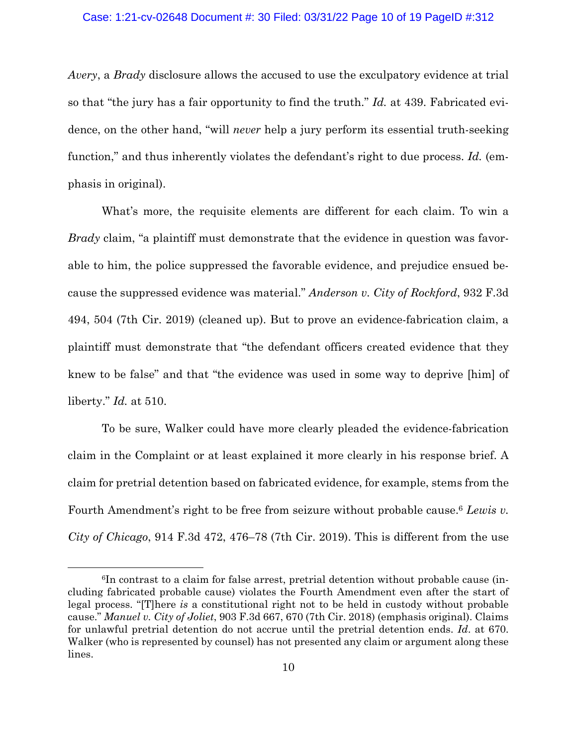*Avery*, a *Brady* disclosure allows the accused to use the exculpatory evidence at trial so that "the jury has a fair opportunity to find the truth." *Id.* at 439. Fabricated evidence, on the other hand, "will *never* help a jury perform its essential truth-seeking function," and thus inherently violates the defendant's right to due process. *Id.* (emphasis in original).

What's more, the requisite elements are different for each claim. To win a *Brady* claim, "a plaintiff must demonstrate that the evidence in question was favorable to him, the police suppressed the favorable evidence, and prejudice ensued because the suppressed evidence was material." *Anderson v. City of Rockford*, 932 F.3d 494, 504 (7th Cir. 2019) (cleaned up). But to prove an evidence-fabrication claim, a plaintiff must demonstrate that "the defendant officers created evidence that they knew to be false" and that "the evidence was used in some way to deprive [him] of liberty." *Id.* at 510.

To be sure, Walker could have more clearly pleaded the evidence-fabrication claim in the Complaint or at least explained it more clearly in his response brief. A claim for pretrial detention based on fabricated evidence, for example, stems from the Fourth Amendment's right to be free from seizure without probable cause.[6] *Lewis v. City of Chicago*, 914 F.3d 472, 476–78 (7th Cir. 2019). This is different from the use

[6]In contrast to a claim for false arrest, pretrial detention without probable cause (including fabricated probable cause) violates the Fourth Amendment even after the start of legal process. "[T]here *is* a constitutional right not to be held in custody without probable cause." *Manuel v. City of Joliet*, 903 F.3d 667, 670 (7th Cir. 2018) (emphasis original). Claims for unlawful pretrial detention do not accrue until the pretrial detention ends. *Id.* at 670. Walker (who is represented by counsel) has not presented any claim or argument along these lines.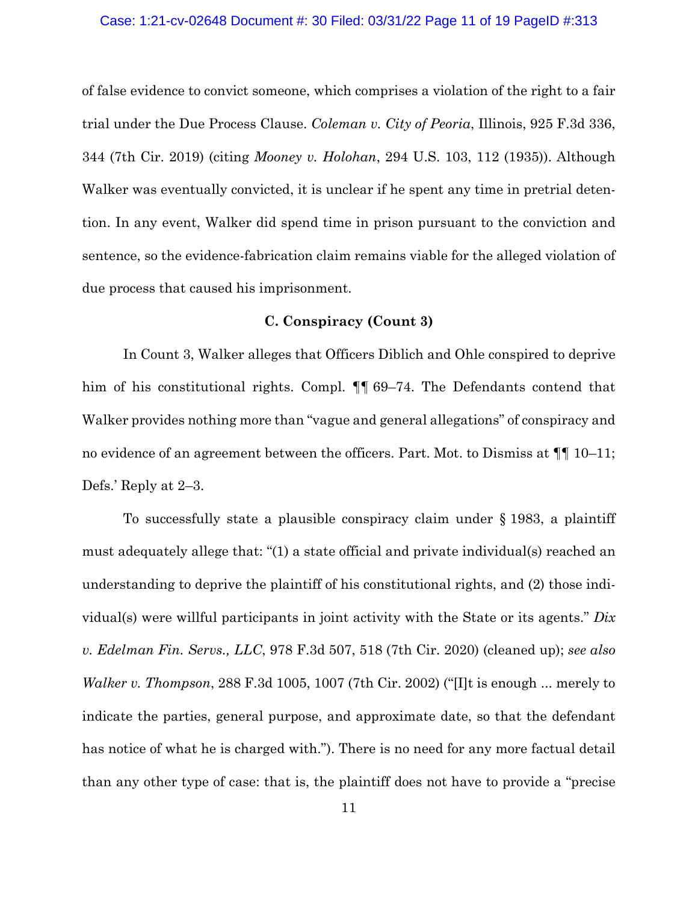of false evidence to convict someone, which comprises a violation of the right to a fair trial under the Due Process Clause. *Coleman v. City of Peoria*, Illinois, 925 F.3d 336, 344 (7th Cir. 2019) (citing *Mooney v. Holohan*, 294 U.S. 103, 112 (1935)). Although Walker was eventually convicted, it is unclear if he spent any time in pretrial detention. In any event, Walker did spend time in prison pursuant to the conviction and sentence, so the evidence-fabrication claim remains viable for the alleged violation of due process that caused his imprisonment.

### C. Conspiracy (Count 3)

In Count 3, Walker alleges that Officers Diblich and Ohle conspired to deprive him of his constitutional rights. Compl. ¶¶ 69–74. The Defendants contend that Walker provides nothing more than "vague and general allegations" of conspiracy and no evidence of an agreement between the officers. Part. Mot. to Dismiss at ¶¶ 10–11; Defs.' Reply at 2–3.

To successfully state a plausible conspiracy claim under § 1983, a plaintiff must adequately allege that: "(1) a state official and private individual(s) reached an understanding to deprive the plaintiff of his constitutional rights, and (2) those individual(s) were willful participants in joint activity with the State or its agents." *Dix v. Edelman Fin. Servs., LLC*, 978 F.3d 507, 518 (7th Cir. 2020) (cleaned up); *see also Walker v. Thompson*, 288 F.3d 1005, 1007 (7th Cir. 2002) ("[I]t is enough ... merely to indicate the parties, general purpose, and approximate date, so that the defendant has notice of what he is charged with."). There is no need for any more factual detail than any other type of case: that is, the plaintiff does not have to provide a "precise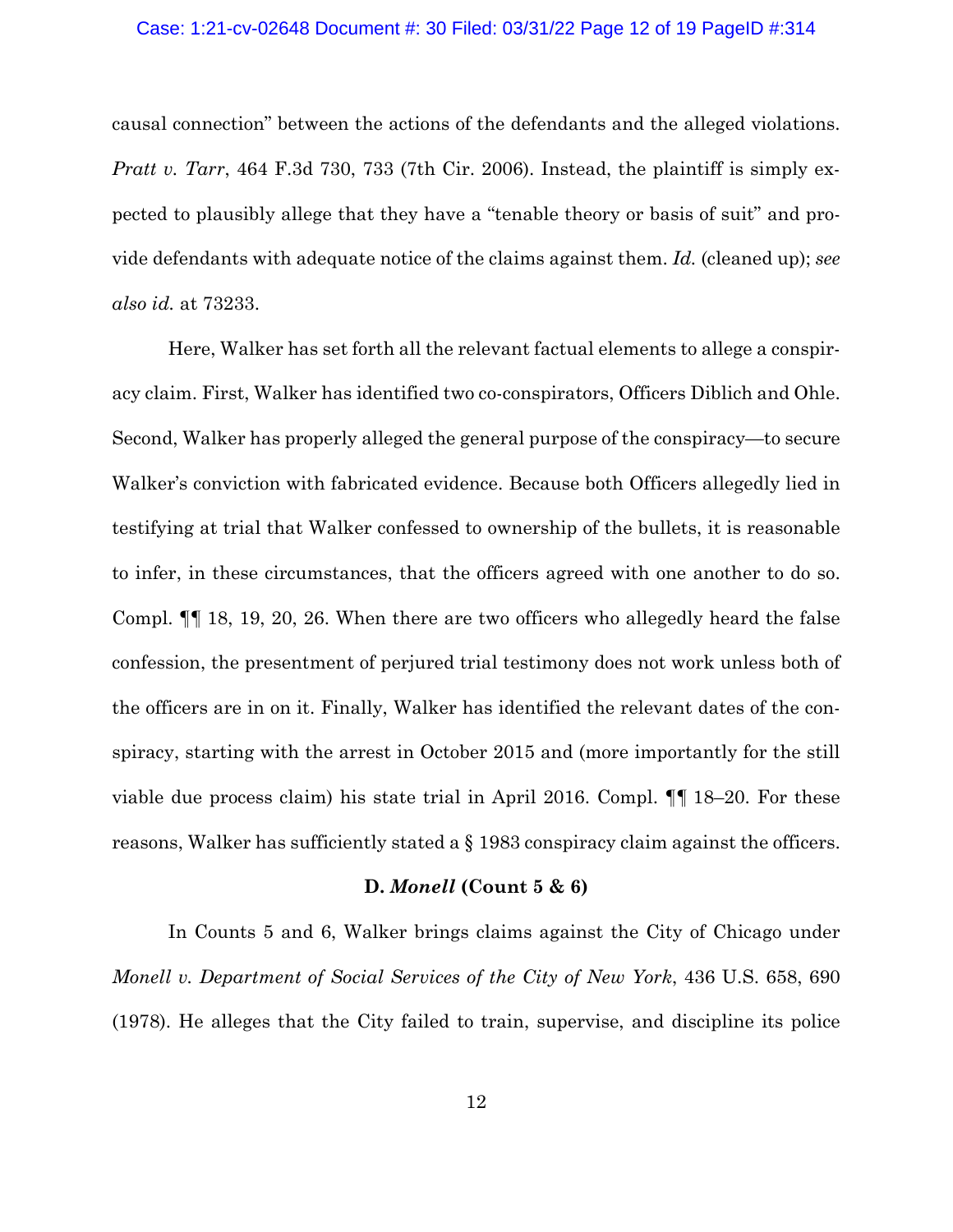causal connection" between the actions of the defendants and the alleged violations. *Pratt v. Tarr*, 464 F.3d 730, 733 (7th Cir. 2006). Instead, the plaintiff is simply expected to plausibly allege that they have a "tenable theory or basis of suit" and provide defendants with adequate notice of the claims against them. *Id.* (cleaned up); *see also id.* at 73233.

Here, Walker has set forth all the relevant factual elements to allege a conspiracy claim. First, Walker has identified two co-conspirators, Officers Diblich and Ohle. Second, Walker has properly alleged the general purpose of the conspiracy—to secure Walker's conviction with fabricated evidence. Because both Officers allegedly lied in testifying at trial that Walker confessed to ownership of the bullets, it is reasonable to infer, in these circumstances, that the officers agreed with one another to do so. Compl. ¶¶ 18, 19, 20, 26. When there are two officers who allegedly heard the false confession, the presentment of perjured trial testimony does not work unless both of the officers are in on it. Finally, Walker has identified the relevant dates of the conspiracy, starting with the arrest in October 2015 and (more importantly for the still viable due process claim) his state trial in April 2016. Compl. ¶¶ 18–20. For these reasons, Walker has sufficiently stated a § 1983 conspiracy claim against the officers.

### D. *Monell* (Count 5 & 6)

In Counts 5 and 6, Walker brings claims against the City of Chicago under *Monell v. Department of Social Services of the City of New York*, 436 U.S. 658, 690 (1978). He alleges that the City failed to train, supervise, and discipline its police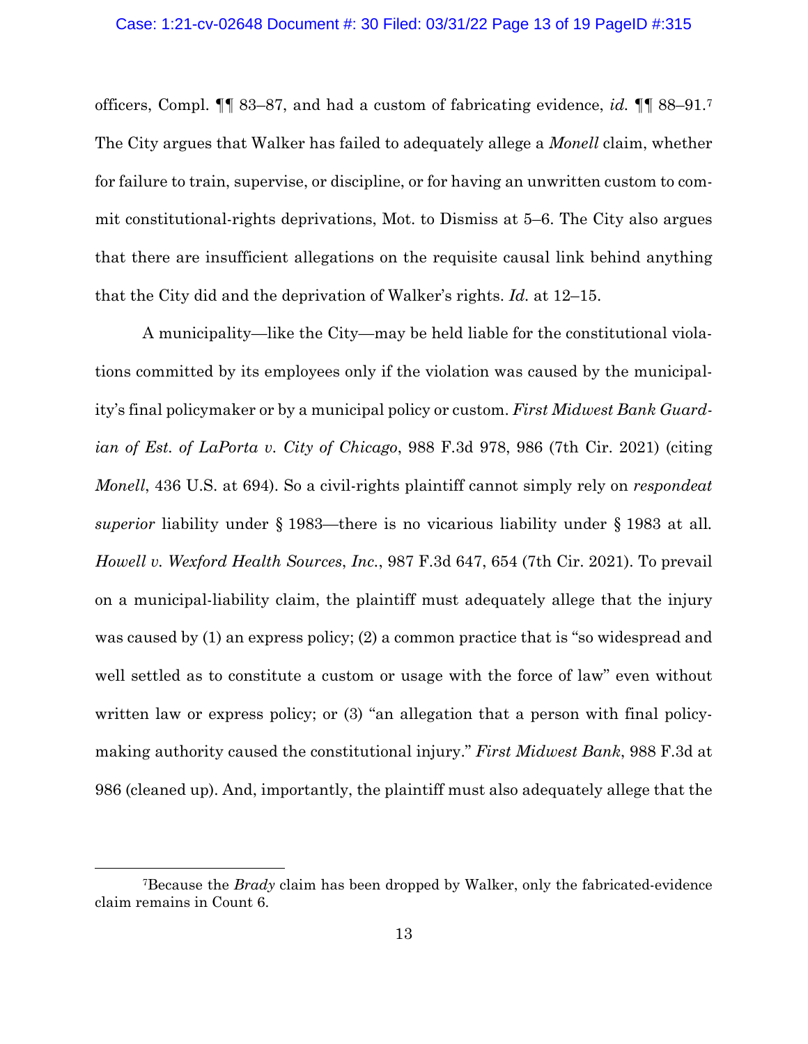officers, Compl. ¶¶ 83–87, and had a custom of fabricating evidence, *id.* ¶¶ 88–91.[7] The City argues that Walker has failed to adequately allege a *Monell* claim, whether for failure to train, supervise, or discipline, or for having an unwritten custom to commit constitutional-rights deprivations, Mot. to Dismiss at 5–6. The City also argues that there are insufficient allegations on the requisite causal link behind anything that the City did and the deprivation of Walker's rights. *Id.* at 12–15.

A municipality—like the City—may be held liable for the constitutional violations committed by its employees only if the violation was caused by the municipality's final policymaker or by a municipal policy or custom. *First Midwest Bank Guardian of Est. of LaPorta v. City of Chicago*, 988 F.3d 978, 986 (7th Cir. 2021) (citing *Monell*, 436 U.S. at 694). So a civil-rights plaintiff cannot simply rely on *respondeat superior* liability under § 1983—there is no vicarious liability under § 1983 at all. *Howell v. Wexford Health Sources, Inc.*, 987 F.3d 647, 654 (7th Cir. 2021). To prevail on a municipal-liability claim, the plaintiff must adequately allege that the injury was caused by (1) an express policy; (2) a common practice that is "so widespread and well settled as to constitute a custom or usage with the force of law" even without written law or express policy; or (3) "an allegation that a person with final policymaking authority caused the constitutional injury." *First Midwest Bank*, 988 F.3d at 986 (cleaned up). And, importantly, the plaintiff must also adequately allege that the

[7] Because the *Brady* claim has been dropped by Walker, only the fabricated-evidence claim remains in Count 6.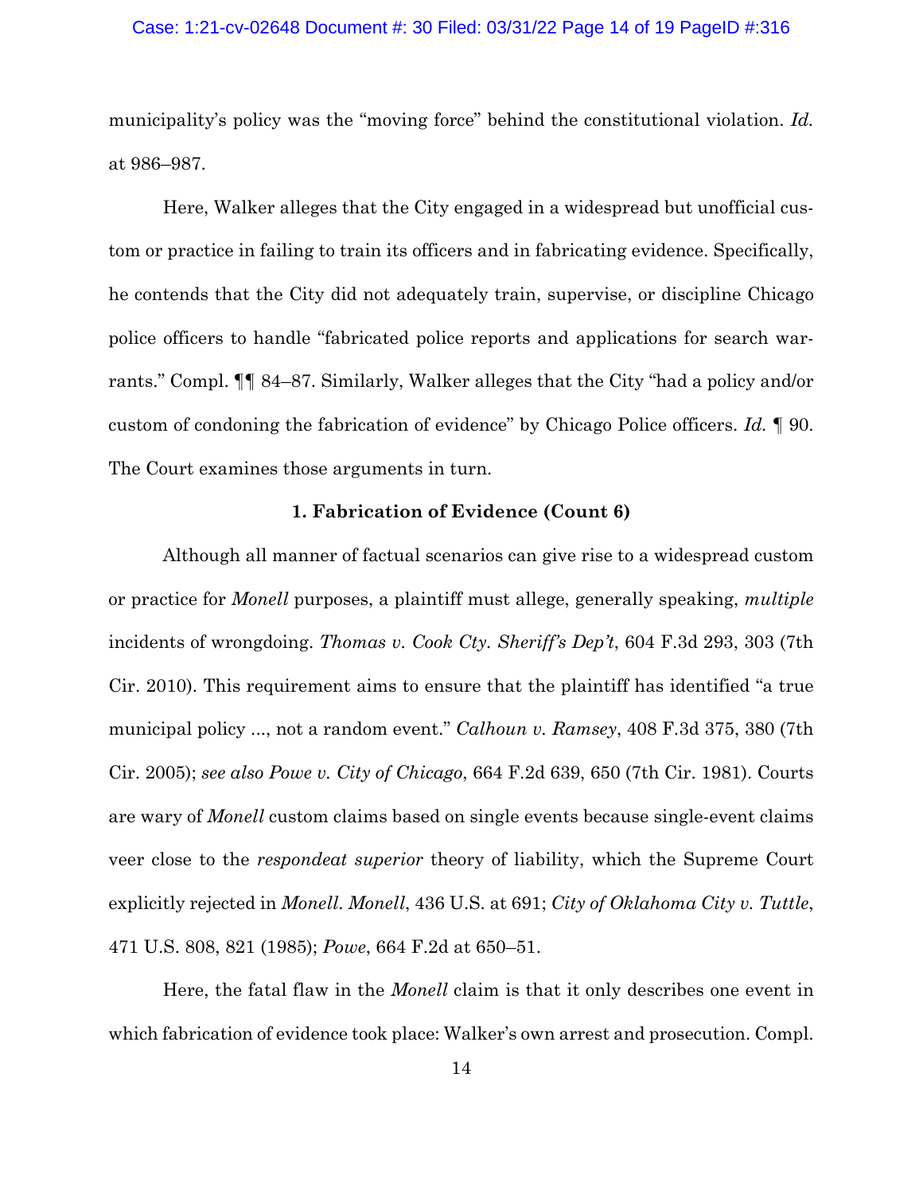municipality's policy was the "moving force" behind the constitutional violation. *Id.* at 986–987.

Here, Walker alleges that the City engaged in a widespread but unofficial custom or practice in failing to train its officers and in fabricating evidence. Specifically, he contends that the City did not adequately train, supervise, or discipline Chicago police officers to handle "fabricated police reports and applications for search warrants." Compl. ¶¶ 84–87. Similarly, Walker alleges that the City "had a policy and/or custom of condoning the fabrication of evidence" by Chicago Police officers. *Id.* ¶ 90. The Court examines those arguments in turn.

**1. Fabrication of Evidence (Count 6)**

Although all manner of factual scenarios can give rise to a widespread custom or practice for *Monell* purposes, a plaintiff must allege, generally speaking, *multiple* incidents of wrongdoing. *Thomas v. Cook Cty. Sheriff's Dep't*, 604 F.3d 293, 303 (7th Cir. 2010). This requirement aims to ensure that the plaintiff has identified "a true municipal policy ..., not a random event." *Calhoun v. Ramsey*, 408 F.3d 375, 380 (7th Cir. 2005); *see also Powe v. City of Chicago*, 664 F.2d 639, 650 (7th Cir. 1981). Courts are wary of *Monell* custom claims based on single events because single-event claims veer close to the *respondeat superior* theory of liability, which the Supreme Court explicitly rejected in *Monell*. *Monell*, 436 U.S. at 691; *City of Oklahoma City v. Tuttle*, 471 U.S. 808, 821 (1985); *Powe*, 664 F.2d at 650–51.

Here, the fatal flaw in the *Monell* claim is that it only describes one event in which fabrication of evidence took place: Walker's own arrest and prosecution. Compl.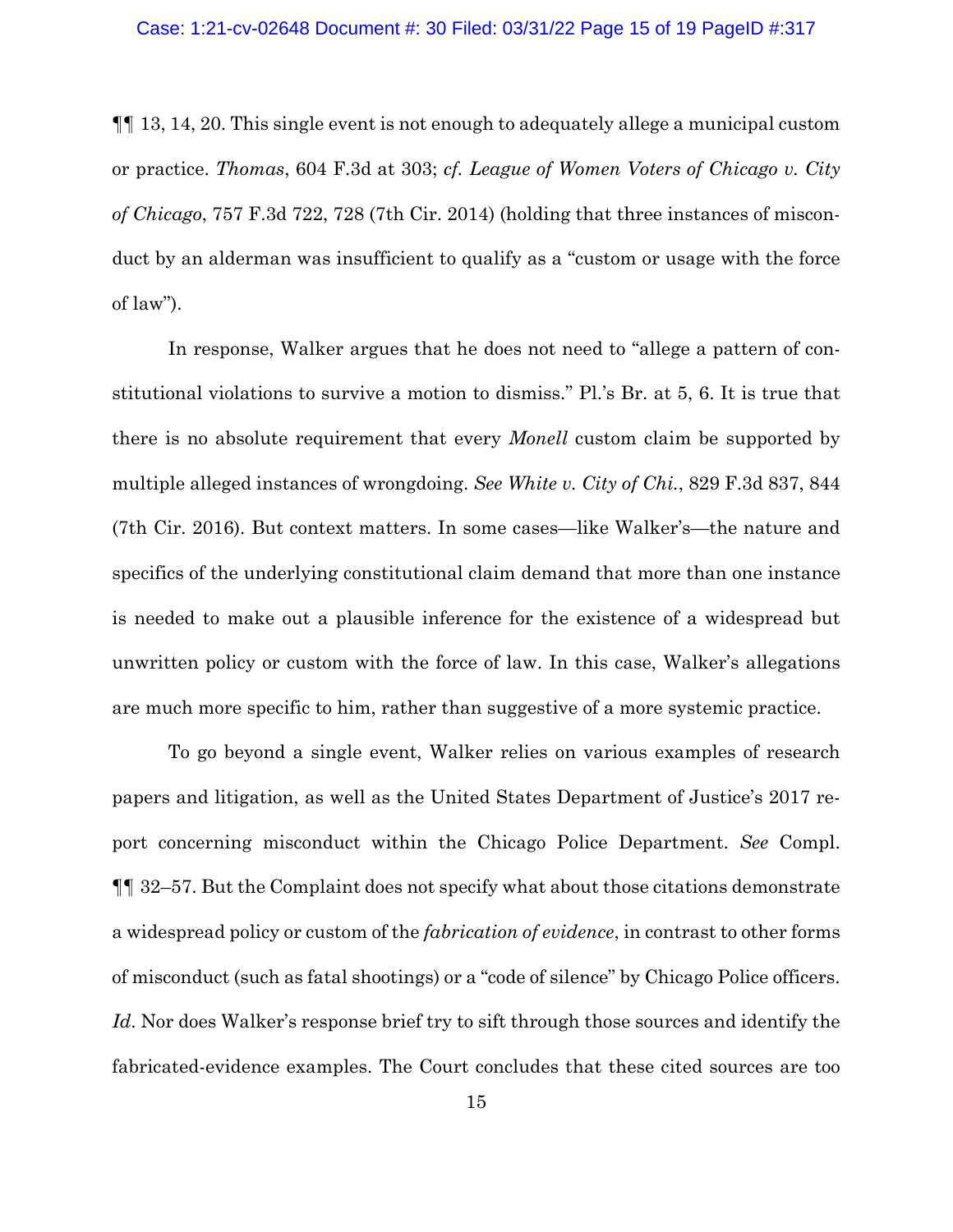¶¶ 13, 14, 20. This single event is not enough to adequately allege a municipal custom or practice. *Thomas*, 604 F.3d at 303; *cf. League of Women Voters of Chicago v. City of Chicago*, 757 F.3d 722, 728 (7th Cir. 2014) (holding that three instances of misconduct by an alderman was insufficient to qualify as a "custom or usage with the force of law").

In response, Walker argues that he does not need to "allege a pattern of constitutional violations to survive a motion to dismiss." Pl.'s Br. at 5, 6. It is true that there is no absolute requirement that every *Monell* custom claim be supported by multiple alleged instances of wrongdoing. *See White v. City of Chi.*, 829 F.3d 837, 844 (7th Cir. 2016). But context matters. In some cases—like Walker's—the nature and specifics of the underlying constitutional claim demand that more than one instance is needed to make out a plausible inference for the existence of a widespread but unwritten policy or custom with the force of law. In this case, Walker's allegations are much more specific to him, rather than suggestive of a more systemic practice.

To go beyond a single event, Walker relies on various examples of research papers and litigation, as well as the United States Department of Justice's 2017 report concerning misconduct within the Chicago Police Department. *See* Compl. ¶¶ 32–57. But the Complaint does not specify what about those citations demonstrate a widespread policy or custom of the *fabrication of evidence*, in contrast to other forms of misconduct (such as fatal shootings) or a "code of silence" by Chicago Police officers. *Id*. Nor does Walker's response brief try to sift through those sources and identify the fabricated-evidence examples. The Court concludes that these cited sources are too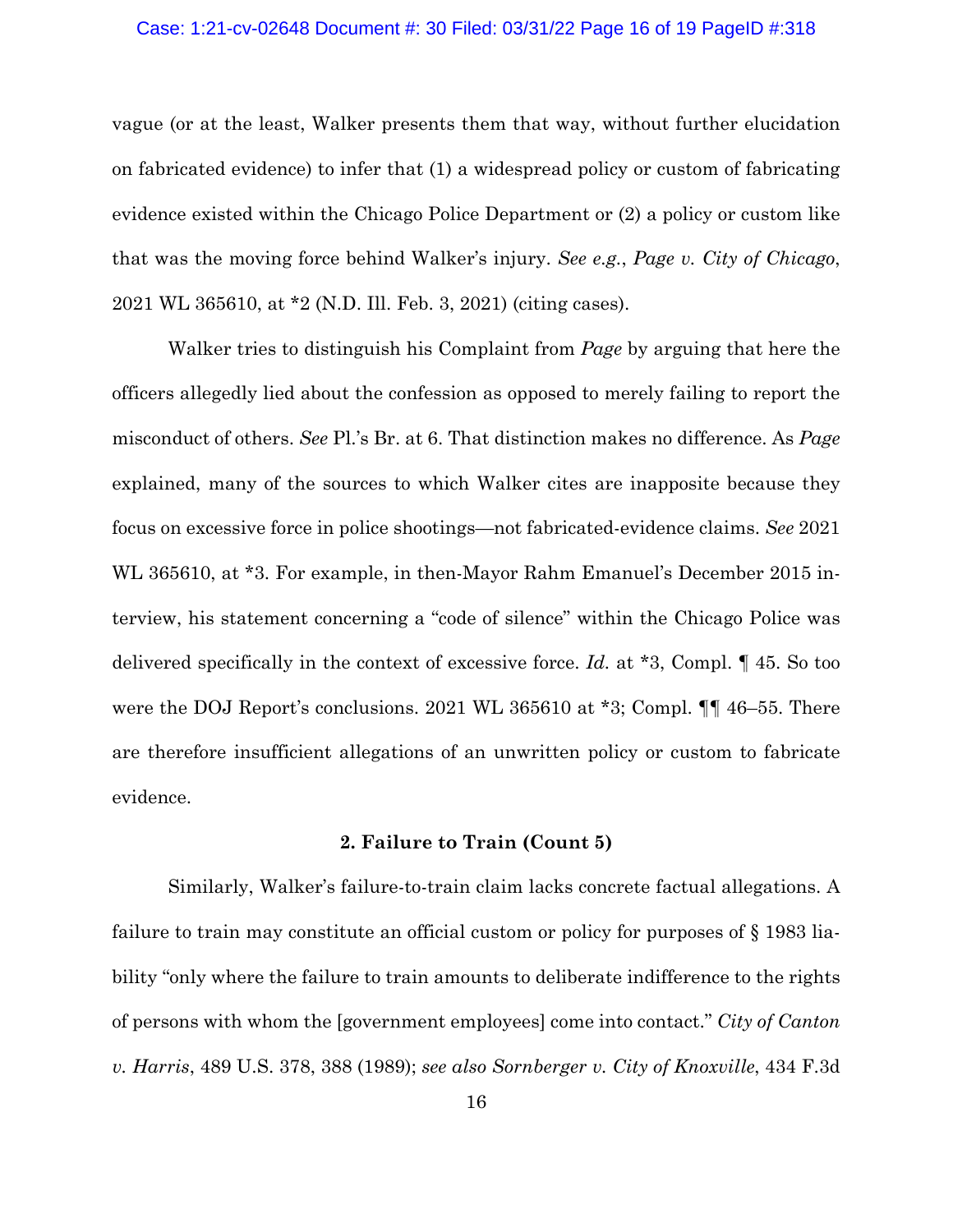vague (or at the least, Walker presents them that way, without further elucidation on fabricated evidence) to infer that (1) a widespread policy or custom of fabricating evidence existed within the Chicago Police Department or (2) a policy or custom like that was the moving force behind Walker's injury. *See e.g.*, *Page v. City of Chicago*, 2021 WL 365610, at *2 (N.D. Ill. Feb. 3, 2021) (citing cases).

Walker tries to distinguish his Complaint from *Page* by arguing that here the officers allegedly lied about the confession as opposed to merely failing to report the misconduct of others. *See* Pl.'s Br. at 6. That distinction makes no difference. As *Page* explained, many of the sources to which Walker cites are inapposite because they focus on excessive force in police shootings—not fabricated-evidence claims. *See* 2021 WL 365610, at *3. For example, in then-Mayor Rahm Emanuel's December 2015 interview, his statement concerning a "code of silence" within the Chicago Police was delivered specifically in the context of excessive force. *Id.* at *3, Compl. ¶ 45. So too were the DOJ Report's conclusions. 2021 WL 365610 at *3; Compl. ¶¶ 46–55. There are therefore insufficient allegations of an unwritten policy or custom to fabricate evidence.

**2. Failure to Train (Count 5)**

Similarly, Walker's failure-to-train claim lacks concrete factual allegations. A failure to train may constitute an official custom or policy for purposes of § 1983 liability "only where the failure to train amounts to deliberate indifference to the rights of persons with whom the [government employees] come into contact." *City of Canton v. Harris*, 489 U.S. 378, 388 (1989); *see also Sornberger v. City of Knoxville*, 434 F.3d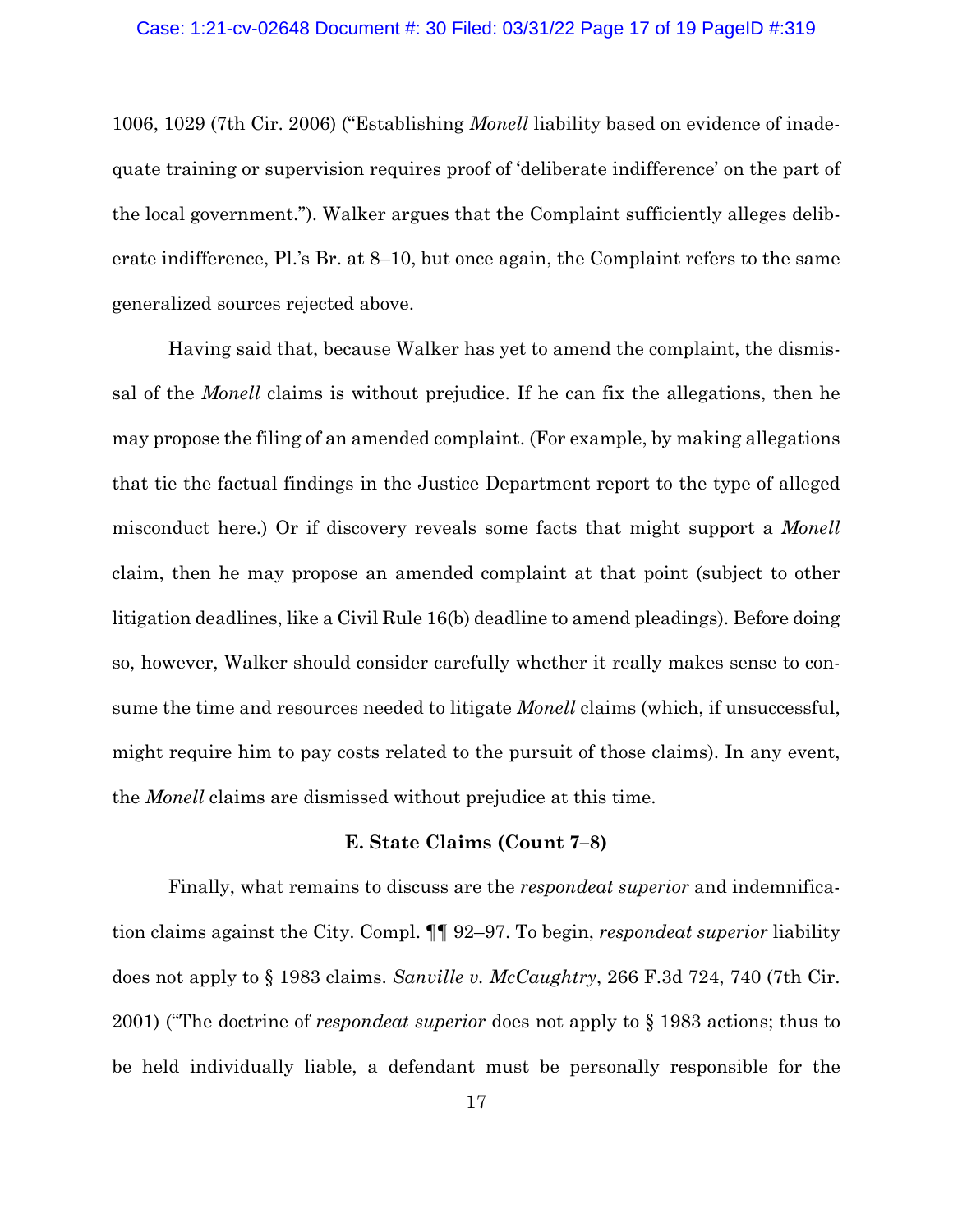1006, 1029 (7th Cir. 2006) ("Establishing *Monell* liability based on evidence of inadequate training or supervision requires proof of 'deliberate indifference' on the part of the local government."). Walker argues that the Complaint sufficiently alleges deliberate indifference, Pl.'s Br. at 8–10, but once again, the Complaint refers to the same generalized sources rejected above.

Having said that, because Walker has yet to amend the complaint, the dismissal of the *Monell* claims is without prejudice. If he can fix the allegations, then he may propose the filing of an amended complaint. (For example, by making allegations that tie the factual findings in the Justice Department report to the type of alleged misconduct here.) Or if discovery reveals some facts that might support a *Monell* claim, then he may propose an amended complaint at that point (subject to other litigation deadlines, like a Civil Rule 16(b) deadline to amend pleadings). Before doing so, however, Walker should consider carefully whether it really makes sense to consume the time and resources needed to litigate *Monell* claims (which, if unsuccessful, might require him to pay costs related to the pursuit of those claims). In any event, the *Monell* claims are dismissed without prejudice at this time.

**E. State Claims (Count 7–8)**

Finally, what remains to discuss are the *respondeat superior* and indemnification claims against the City. Compl. ¶¶ 92–97. To begin, *respondeat superior* liability does not apply to § 1983 claims. *Sanville v. McCaughtry*, 266 F.3d 724, 740 (7th Cir. 2001) ("The doctrine of *respondeat superior* does not apply to § 1983 actions; thus to be held individually liable, a defendant must be personally responsible for the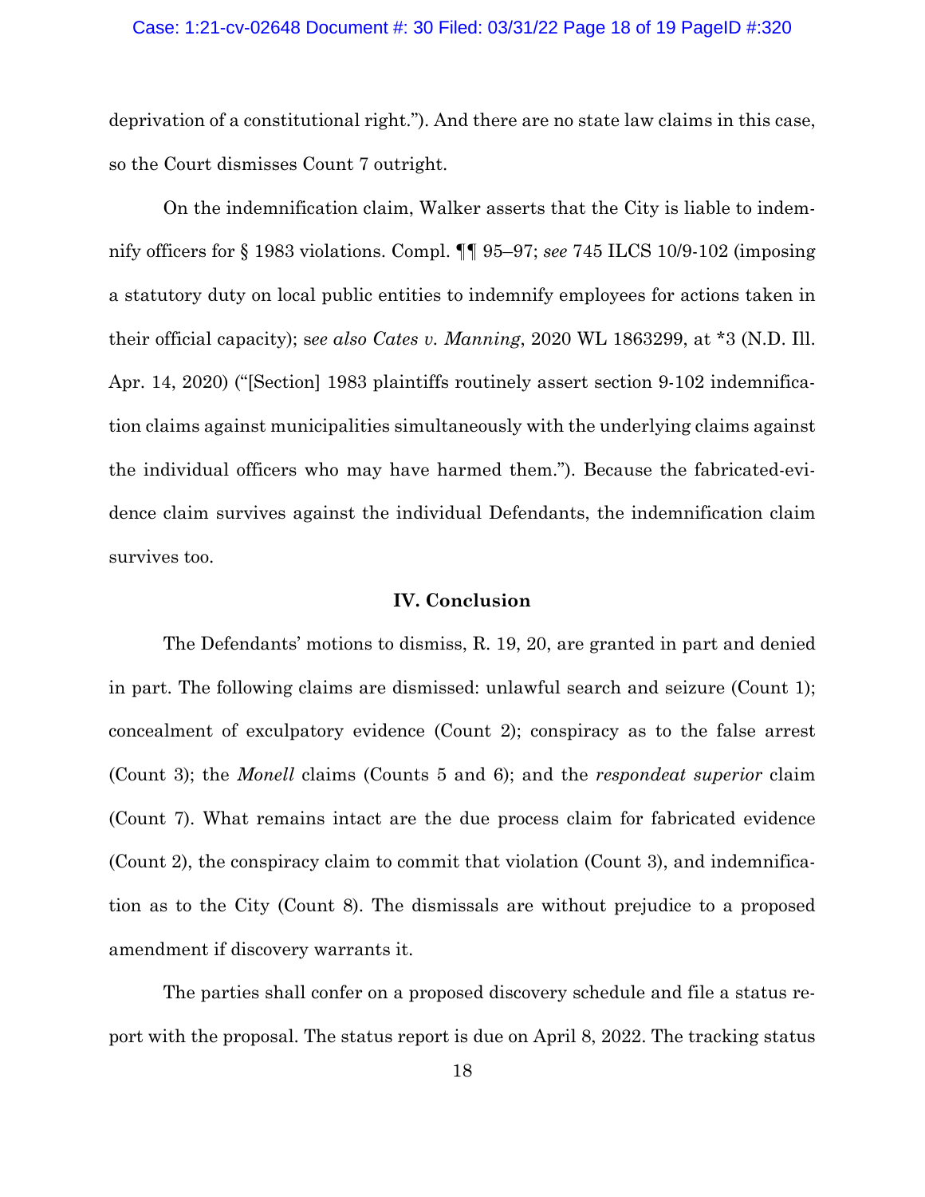deprivation of a constitutional right."). And there are no state law claims in this case, so the Court dismisses Count 7 outright.

On the indemnification claim, Walker asserts that the City is liable to indemnify officers for § 1983 violations. Compl. ¶¶ 95–97; *see* 745 ILCS 10/9-102 (imposing a statutory duty on local public entities to indemnify employees for actions taken in their official capacity); s*ee also Cates v. Manning*, 2020 WL 1863299, at *3 (N.D. Ill. Apr. 14, 2020) ("[Section] 1983 plaintiffs routinely assert section 9-102 indemnification claims against municipalities simultaneously with the underlying claims against the individual officers who may have harmed them."). Because the fabricated-evidence claim survives against the individual Defendants, the indemnification claim survives too.

### IV. Conclusion

The Defendants' motions to dismiss, R. 19, 20, are granted in part and denied in part. The following claims are dismissed: unlawful search and seizure (Count 1); concealment of exculpatory evidence (Count 2); conspiracy as to the false arrest (Count 3); the *Monell* claims (Counts 5 and 6); and the *respondeat superior* claim (Count 7). What remains intact are the due process claim for fabricated evidence (Count 2), the conspiracy claim to commit that violation (Count 3), and indemnification as to the City (Count 8). The dismissals are without prejudice to a proposed amendment if discovery warrants it.

The parties shall confer on a proposed discovery schedule and file a status report with the proposal. The status report is due on April 8, 2022. The tracking status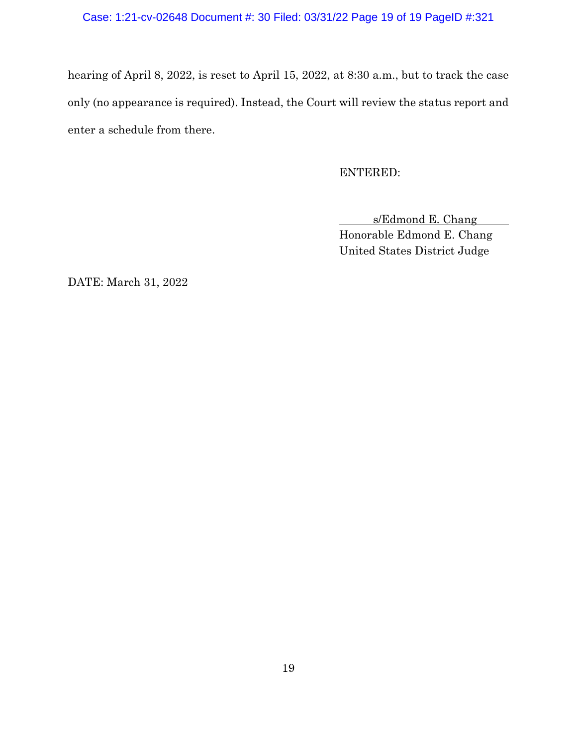hearing of April 8, 2022, is reset to April 15, 2022, at 8:30 a.m., but to track the case only (no appearance is required). Instead, the Court will review the status report and enter a schedule from there.

ENTERED:

s/Edmond E. Chang
Honorable Edmond E. Chang
United States District Judge

DATE: March 31, 2022